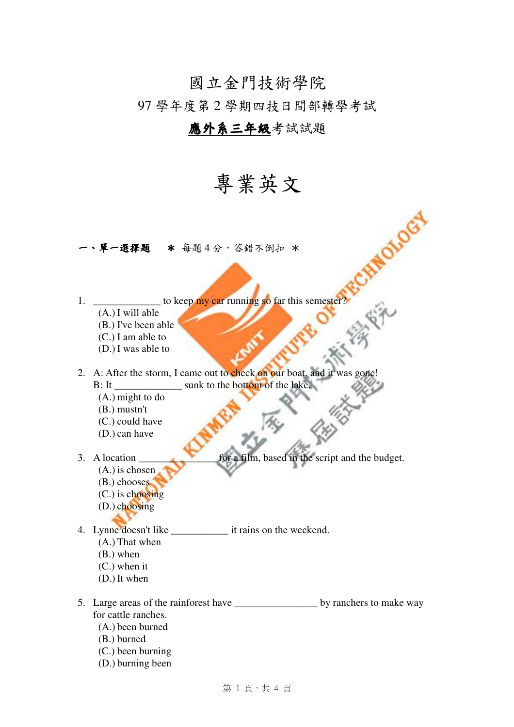# 國立金門技術學院

## 97 學年度第 2 學期四技日間部轉學考試

## **應外系三年級**考試試題

# 專業英文

**一、單一選擇題**　＊ 每題 4 分，答錯不倒扣 ＊

1. _____________ to keep my car running so far this semester?
   (A.) I will able
   (B.) I've been able
   (C.) I am able to
   (D.) I was able to

2. A: After the storm, I came out to check on our boat, and it was gone!
   B: It _____________ sunk to the bottom of the lake.
   (A.) might to do
   (B.) mustn't
   (C.) could have
   (D.) can have

3. A location _______________ for a film, based in the script and the budget.
   (A.) is chosen
   (B.) chooses
   (C.) is choosing
   (D.) choosing

4. Lynne doesn't like ___________ it rains on the weekend.
   (A.) That when
   (B.) when
   (C.) when it
   (D.) It when

5. Large areas of the rainforest have ________________ by ranchers to make way for cattle ranches.
   (A.) been burned
   (B.) burned
   (C.) been burning
   (D.) burning been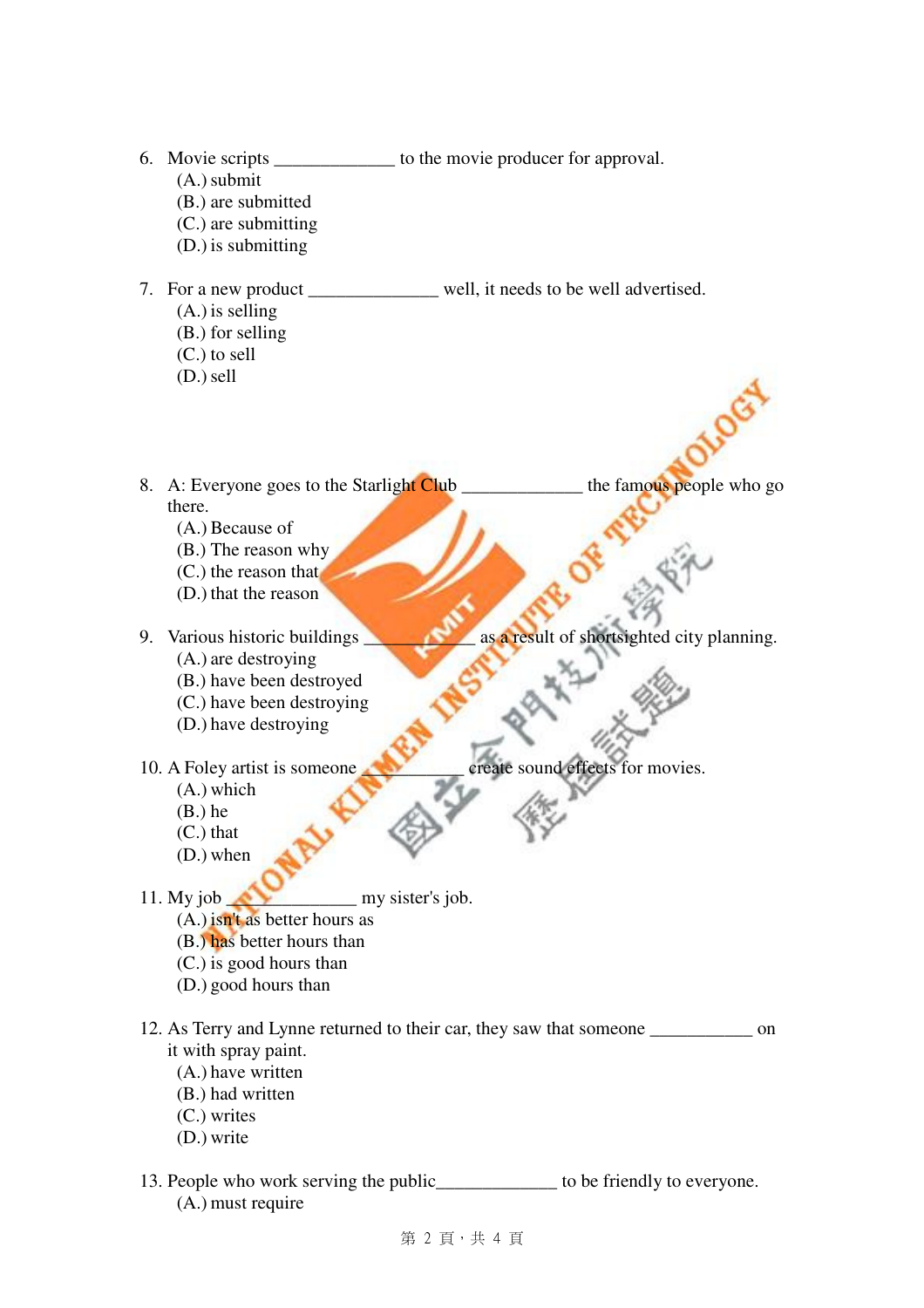6. Movie scripts _____________ to the movie producer for approval.
   (A.) submit
   (B.) are submitted
   (C.) are submitting
   (D.) is submitting

7. For a new product ______________ well, it needs to be well advertised.
   (A.) is selling
   (B.) for selling
   (C.) to sell
   (D.) sell

8. A: Everyone goes to the Starlight Club _____________ the famous people who go there.
   (A.) Because of
   (B.) The reason why
   (C.) the reason that
   (D.) that the reason

9. Various historic buildings ____________ as a result of shortsighted city planning.
   (A.) are destroying
   (B.) have been destroyed
   (C.) have been destroying
   (D.) have destroying

10. A Foley artist is someone __________ create sound effects for movies.
    (A.) which
    (B.) he
    (C.) that
    (D.) when

11. My job _____________ my sister's job.
    (A.) isn't as better hours as
    (B.) has better hours than
    (C.) is good hours than
    (D.) good hours than

12. As Terry and Lynne returned to their car, they saw that someone ___________ on it with spray paint.
    (A.) have written
    (B.) had written
    (C.) writes
    (D.) write

13. People who work serving the public_____________ to be friendly to everyone.
    (A.) must require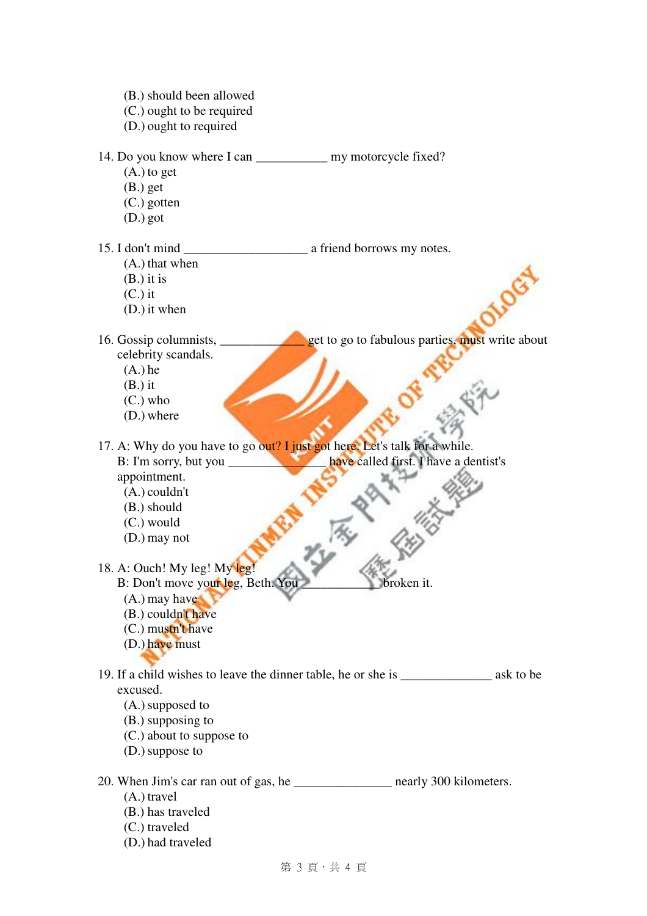(B.) should been allowed
(C.) ought to be required
(D.) ought to required

14. Do you know where I can ___________ my motorcycle fixed?
(A.) to get
(B.) get
(C.) gotten
(D.) got

15. I don't mind ___________________ a friend borrows my notes.
(A.) that when
(B.) it is
(C.) it
(D.) it when

16. Gossip columnists, _____________ get to go to fabulous parties, must write about celebrity scandals.
(A.) he
(B.) it
(C.) who
(D.) where

17. A: Why do you have to go out? I just got here. Let's talk for a while.
B: I'm sorry, but you _______________ have called first. I have a dentist's appointment.
(A.) couldn't
(B.) should
(C.) would
(D.) may not

18. A: Ouch! My leg! My leg!
B: Don't move your leg, Beth. You ___________ broken it.
(A.) may have
(B.) couldn't have
(C.) mustn't have
(D.) have must

19. If a child wishes to leave the dinner table, he or she is ______________ ask to be excused.
(A.) supposed to
(B.) supposing to
(C.) about to suppose to
(D.) suppose to

20. When Jim's car ran out of gas, he _______________ nearly 300 kilometers.
(A.) travel
(B.) has traveled
(C.) traveled
(D.) had traveled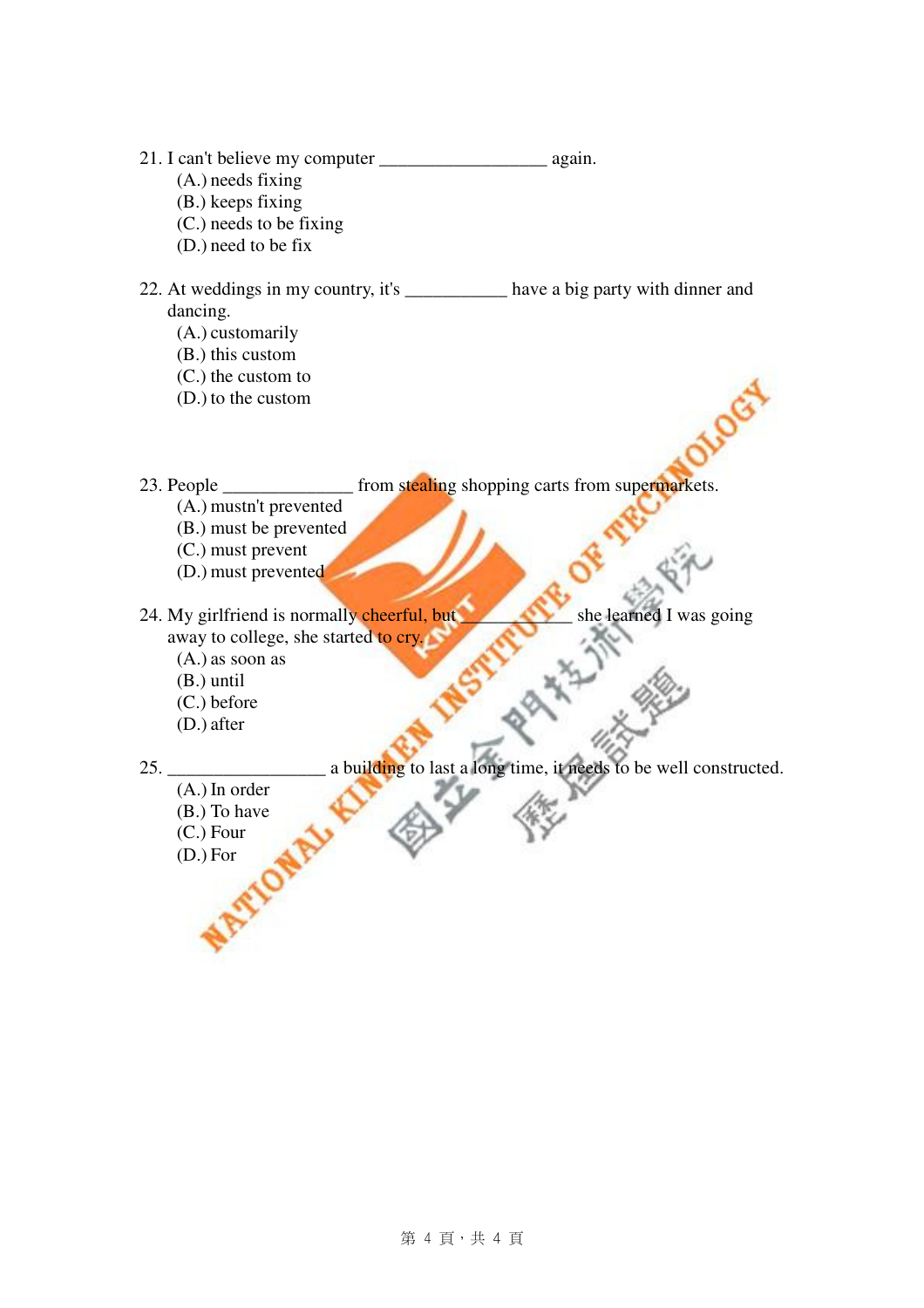21. I can't believe my computer ________________ again.
    (A.) needs fixing
    (B.) keeps fixing
    (C.) needs to be fixing
    (D.) need to be fix

22. At weddings in my country, it's __________ have a big party with dinner and dancing.
    (A.) customarily
    (B.) this custom
    (C.) the custom to
    (D.) to the custom

23. People _____________ from stealing shopping carts from supermarkets.
    (A.) mustn't prevented
    (B.) must be prevented
    (C.) must prevent
    (D.) must prevented

24. My girlfriend is normally cheerful, but ___________ she learned I was going away to college, she started to cry.
    (A.) as soon as
    (B.) until
    (C.) before
    (D.) after

25. ________________ a building to last a long time, it needs to be well constructed.
    (A.) In order
    (B.) To have
    (C.) Four
    (D.) For